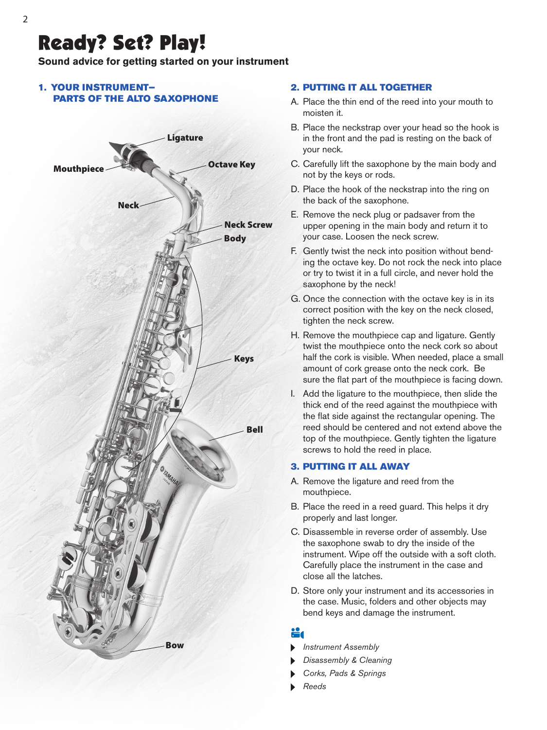# Ready? Set? Play!

**Sound advice for getting started on your instrument**

## 1. YOUR INSTRUMENT– PARTS OF THE ALTO SAXOPHONE

Ligature

Mouthpiece

Octave Key

Neck

Neck Screw

Body

Keys

Bell

Bow

## 2. PUTTING IT ALL TOGETHER

A. Place the thin end of the reed into your mouth to moisten it.

B. Place the neckstrap over your head so the hook is in the front and the pad is resting on the back of your neck.

C. Carefully lift the saxophone by the main body and not by the keys or rods.

D. Place the hook of the neckstrap into the ring on the back of the saxophone.

E. Remove the neck plug or padsaver from the upper opening in the main body and return it to your case. Loosen the neck screw.

F. Gently twist the neck into position without bending the octave key. Do not rock the neck into place or try to twist it in a full circle, and never hold the saxophone by the neck!

G. Once the connection with the octave key is in its correct position with the key on the neck closed, tighten the neck screw.

H. Remove the mouthpiece cap and ligature. Gently twist the mouthpiece onto the neck cork so about half the cork is visible. When needed, place a small amount of cork grease onto the neck cork. Be sure the flat part of the mouthpiece is facing down.

I. Add the ligature to the mouthpiece, then slide the thick end of the reed against the mouthpiece with the flat side against the rectangular opening. The reed should be centered and not extend above the top of the mouthpiece. Gently tighten the ligature screws to hold the reed in place.

## 3. PUTTING IT ALL AWAY

A. Remove the ligature and reed from the mouthpiece.

B. Place the reed in a reed guard. This helps it dry properly and last longer.

C. Disassemble in reverse order of assembly. Use the saxophone swab to dry the inside of the instrument. Wipe off the outside with a soft cloth. Carefully place the instrument in the case and close all the latches.

D. Store only your instrument and its accessories in the case. Music, folders and other objects may bend keys and damage the instrument.

- *Instrument Assembly*
- *Disassembly & Cleaning*
- *Corks, Pads & Springs*
- *Reeds*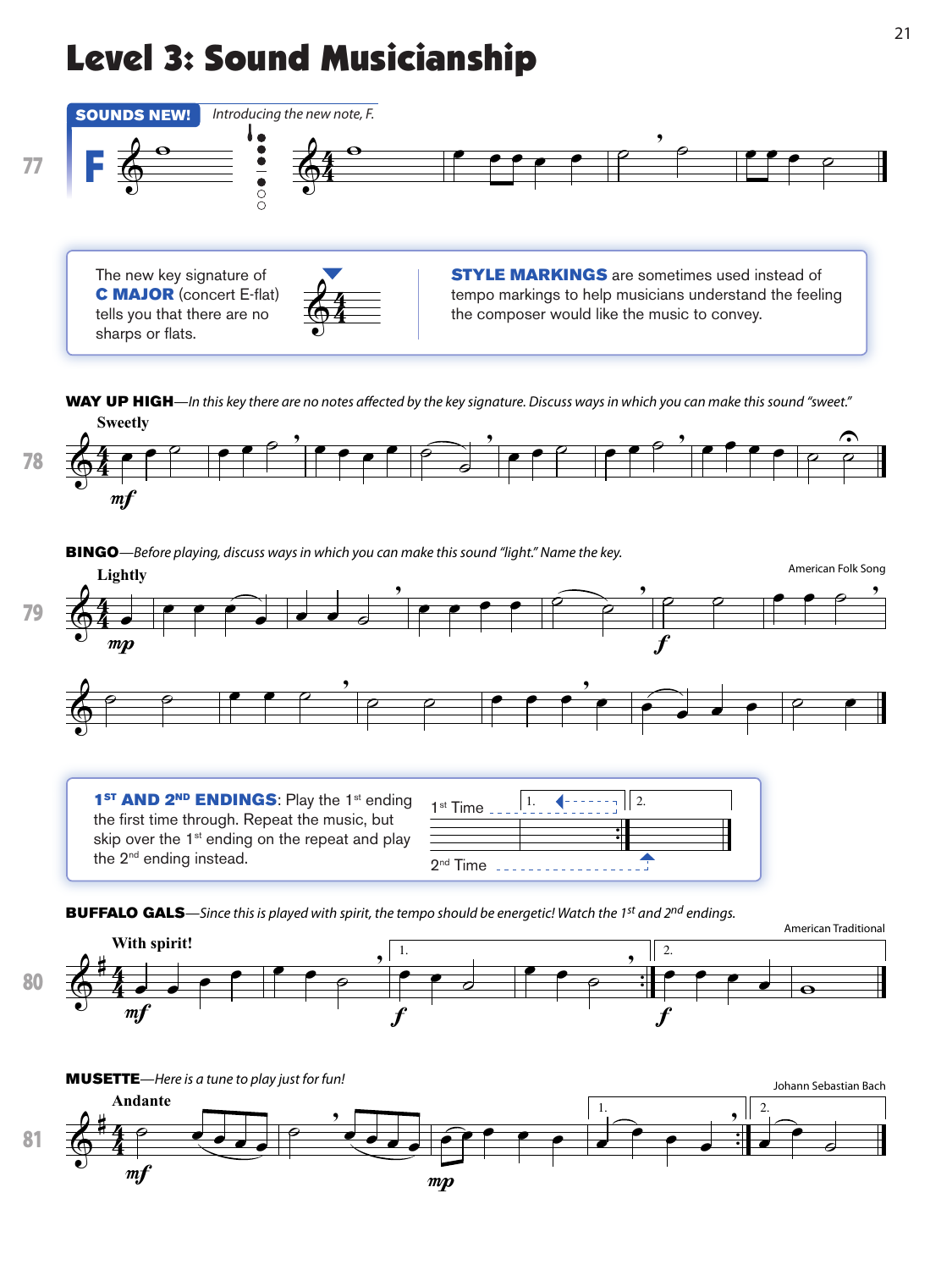# Level 3: Sound Musicianship

**SOUNDS NEW!** *Introducing the new note, F.*

**77** **F**

The new key signature of **C MAJOR** (concert E-flat) tells you that there are no sharps or flats.

**STYLE MARKINGS** are sometimes used instead of tempo markings to help musicians understand the feeling the composer would like the music to convey.

**WAY UP HIGH**—*In this key there are no notes affected by the key signature. Discuss ways in which you can make this sound "sweet."*

**78** Sweetly *mf*

**BINGO**—*Before playing, discuss ways in which you can make this sound "light." Name the key.*

American Folk Song

**79** Lightly *mp* *f*

**1ST AND 2ND ENDINGS**: Play the 1st ending the first time through. Repeat the music, but skip over the 1st ending on the repeat and play the 2nd ending instead.

1st Time 1. 2. 2nd Time

**BUFFALO GALS**—*Since this is played with spirit, the tempo should be energetic! Watch the 1st and 2nd endings.*

American Traditional

**80** With spirit! *mf* 1. *f* 2. *f*

**MUSETTE**—*Here is a tune to play just for fun!*

Johann Sebastian Bach

**81** Andante *mf* *mp* 1. 2.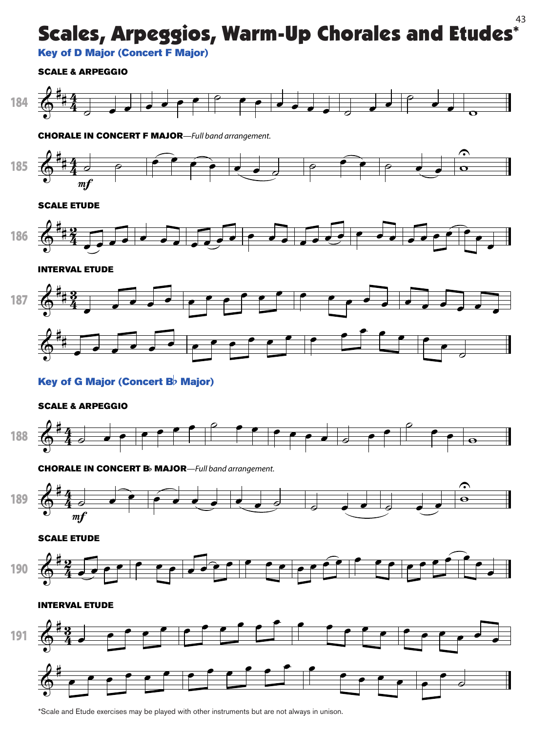# Scales, Arpeggios, Warm-Up Chorales and Etudes*

## Key of D Major (Concert F Major)

### SCALE & ARPEGGIO

184

### CHORALE IN CONCERT F MAJOR—*Full band arrangement.*

185

*mf*

### SCALE ETUDE

186

### INTERVAL ETUDE

187

## Key of G Major (Concert B♭ Major)

### SCALE & ARPEGGIO

188

### CHORALE IN CONCERT B♭ MAJOR—*Full band arrangement.*

189

*mf*

### SCALE ETUDE

190

### INTERVAL ETUDE

191

*Scale and Etude exercises may be played with other instruments but are not always in unison.